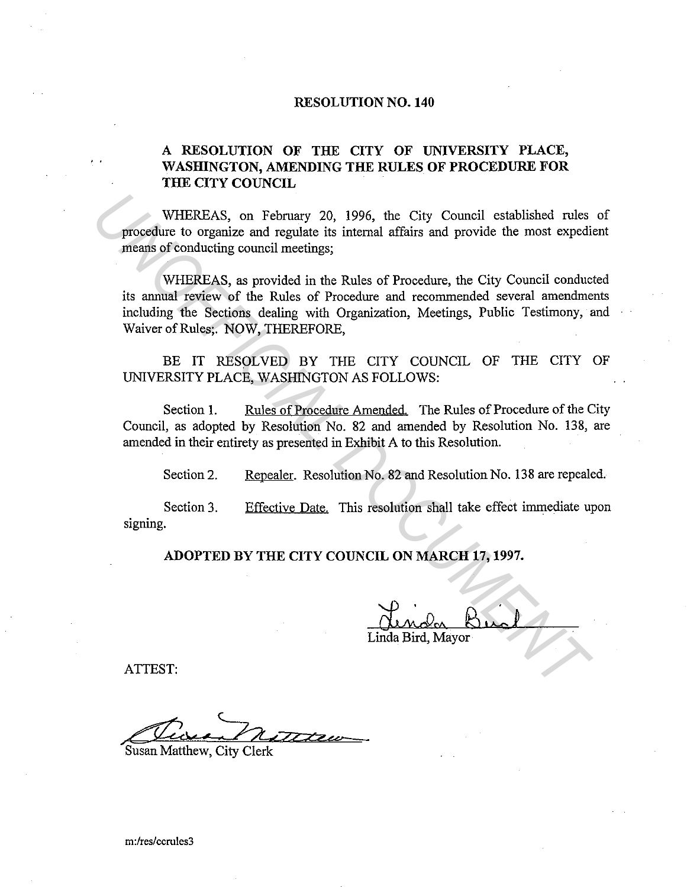# RESOLUTION NO. 140

## A RESOLUTION OF THE CITY OF UNIVERSITY PLACE, WASHINGTON, AMENDING THE RULES OF PROCEDURE FOR THE CITY COUNCIL

WHEREAS, on February 20, 1996, the City Council established rules of procedure to organize and regulate its internal affairs and provide the most expedient means of conducting council meetings;

WHEREAS, as provided in the Rules of Procedure, the City Council conducted its annual review of the Rules of Procedure and recommended several amendments including the Sections dealing with Organization, Meetings, Public Testimony, and Waiver of Rules;. NOW, THEREFORE,

BE IT RESOLVED BY THE CITY COUNCIL OF THE CITY OF UNIVERSITY PLACE, WASHINGTON AS FOLLOWS:

Section 1. Rules of Procedure Amended. The Rules of Procedure of the City Council, as adopted by Resolution No. 82 and amended by Resolution No. 138, are amended in their entirety as presented in Exhibit A to this Resolution.

Section 2. Repealer. Resolution No. 82 and Resolution No. 138 are repealed.

Section 3. Effective Date. This resolution shall take effect immediate upon signing.

**ADOPTED BY THE CITY COUNCIL ON MARCH 17, 1997.**

Linda Bird, Mayor

ATTEST:

Susan Matthew, City Clerk

m:/res/ccrules3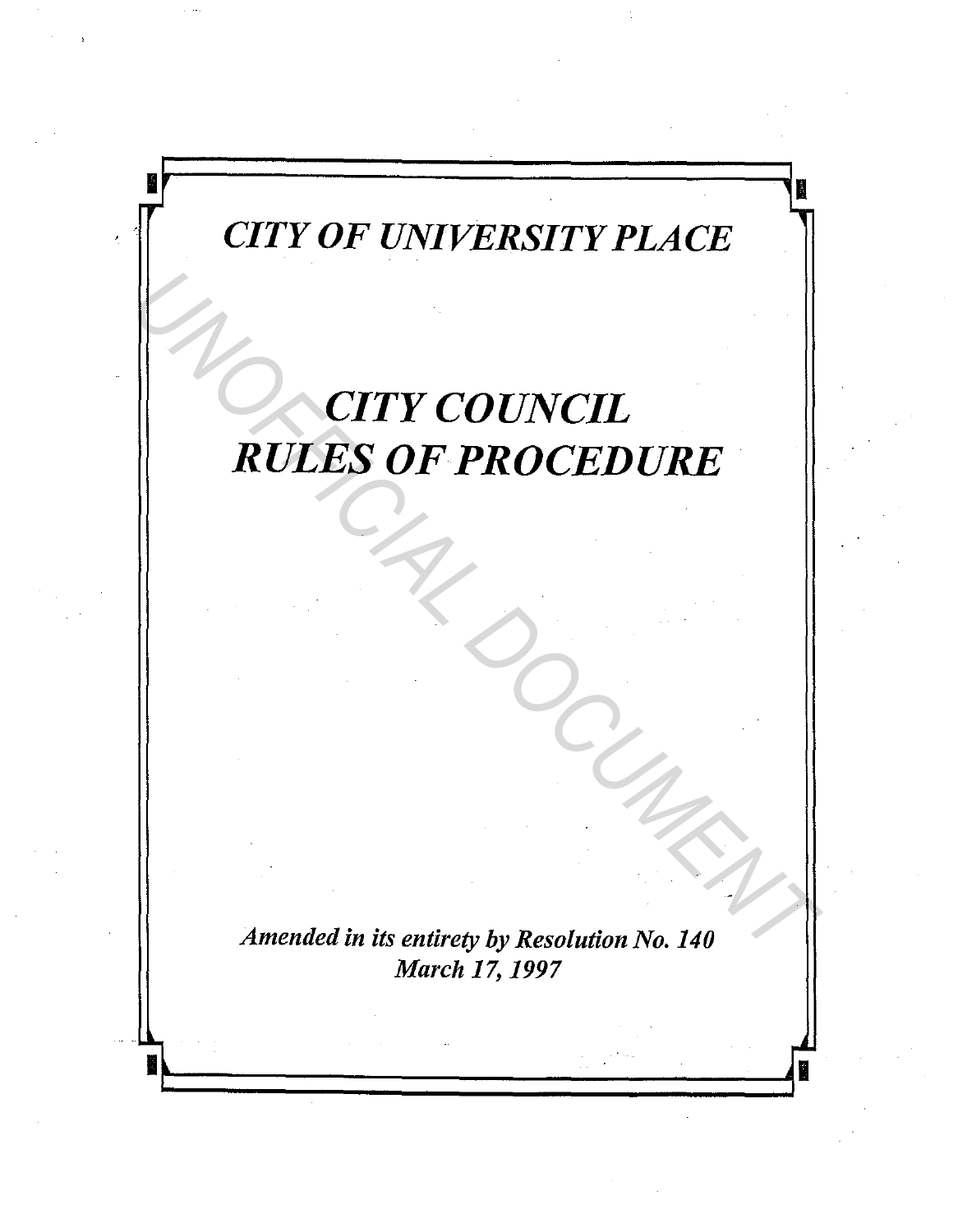# *CITY OF UNIVERSITY PLACE*

# *CITY COUNCIL RULES OF PROCEDURE*

***Amended in its entirety by Resolution No. 140***
***March 17, 1997***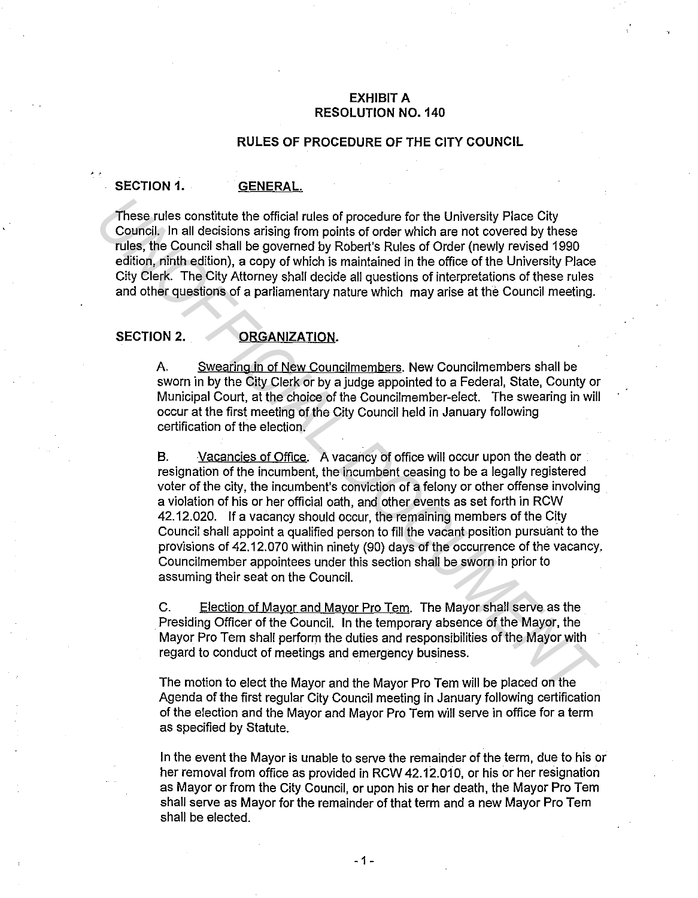# EXHIBIT A
# RESOLUTION NO. 140

## RULES OF PROCEDURE OF THE CITY COUNCIL

### SECTION 1. GENERAL.

These rules constitute the official rules of procedure for the University Place City Council. In all decisions arising from points of order which are not covered by these rules, the Council shall be governed by Robert's Rules of Order (newly revised 1990 edition, ninth edition), a copy of which is maintained in the office of the University Place City Clerk. The City Attorney shall decide all questions of interpretations of these rules and other questions of a parliamentary nature which may arise at the Council meeting.

### SECTION 2. ORGANIZATION.

A. Swearing in of New Councilmembers. New Councilmembers shall be sworn in by the City Clerk or by a judge appointed to a Federal, State, County or Municipal Court, at the choice of the Councilmember-elect. The swearing in will occur at the first meeting of the City Council held in January following certification of the election.

B. Vacancies of Office. A vacancy of office will occur upon the death or resignation of the incumbent, the incumbent ceasing to be a legally registered voter of the city, the incumbent's conviction of a felony or other offense involving a violation of his or her official oath, and other events as set forth in RCW 42.12.020. If a vacancy should occur, the remaining members of the City Council shall appoint a qualified person to fill the vacant position pursuant to the provisions of 42.12.070 within ninety (90) days of the occurrence of the vacancy. Councilmember appointees under this section shall be sworn in prior to assuming their seat on the Council.

C. Election of Mayor and Mayor Pro Tem. The Mayor shall serve as the Presiding Officer of the Council. In the temporary absence of the Mayor, the Mayor Pro Tem shall perform the duties and responsibilities of the Mayor with regard to conduct of meetings and emergency business.

The motion to elect the Mayor and the Mayor Pro Tem will be placed on the Agenda of the first regular City Council meeting in January following certification of the election and the Mayor and Mayor Pro Tem will serve in office for a term as specified by Statute.

In the event the Mayor is unable to serve the remainder of the term, due to his or her removal from office as provided in RCW 42.12.010, or his or her resignation as Mayor or from the City Council, or upon his or her death, the Mayor Pro Tem shall serve as Mayor for the remainder of that term and a new Mayor Pro Tem shall be elected.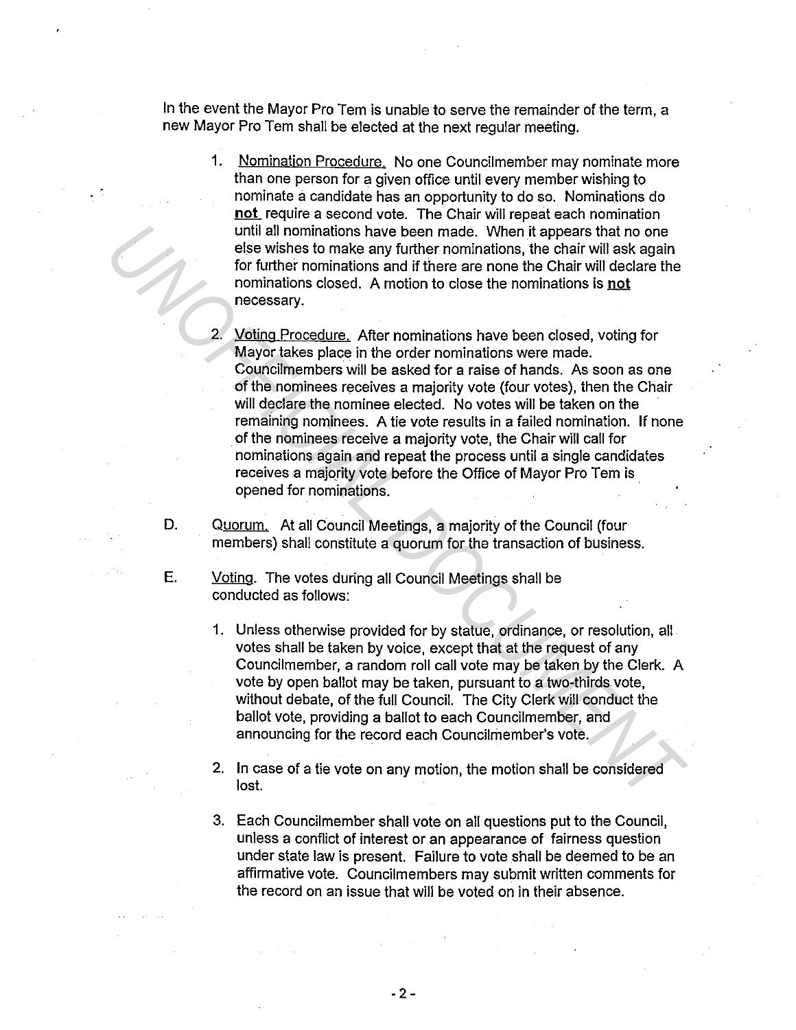In the event the Mayor Pro Tem is unable to serve the remainder of the term, a new Mayor Pro Tem shall be elected at the next regular meeting.

1. Nomination Procedure. No one Councilmember may nominate more than one person for a given office until every member wishing to nominate a candidate has an opportunity to do so. Nominations do **not** require a second vote. The Chair will repeat each nomination until all nominations have been made. When it appears that no one else wishes to make any further nominations, the chair will ask again for further nominations and if there are none the Chair will declare the nominations closed. A motion to close the nominations is **not** necessary.

2. Voting Procedure. After nominations have been closed, voting for Mayor takes place in the order nominations were made. Councilmembers will be asked for a raise of hands. As soon as one of the nominees receives a majority vote (four votes), then the Chair will declare the nominee elected. No votes will be taken on the remaining nominees. A tie vote results in a failed nomination. If none of the nominees receive a majority vote, the Chair will call for nominations again and repeat the process until a single candidates receives a majority vote before the Office of Mayor Pro Tem is opened for nominations.

D. Quorum. At all Council Meetings, a majority of the Council (four members) shall constitute a quorum for the transaction of business.

E. Voting. The votes during all Council Meetings shall be conducted as follows:

1. Unless otherwise provided for by statue, ordinance, or resolution, all votes shall be taken by voice, except that at the request of any Councilmember, a random roll call vote may be taken by the Clerk. A vote by open ballot may be taken, pursuant to a two-thirds vote, without debate, of the full Council. The City Clerk will conduct the ballot vote, providing a ballot to each Councilmember, and announcing for the record each Councilmember's vote.

2. In case of a tie vote on any motion, the motion shall be considered lost.

3. Each Councilmember shall vote on all questions put to the Council, unless a conflict of interest or an appearance of fairness question under state law is present. Failure to vote shall be deemed to be an affirmative vote. Councilmembers may submit written comments for the record on an issue that will be voted on in their absence.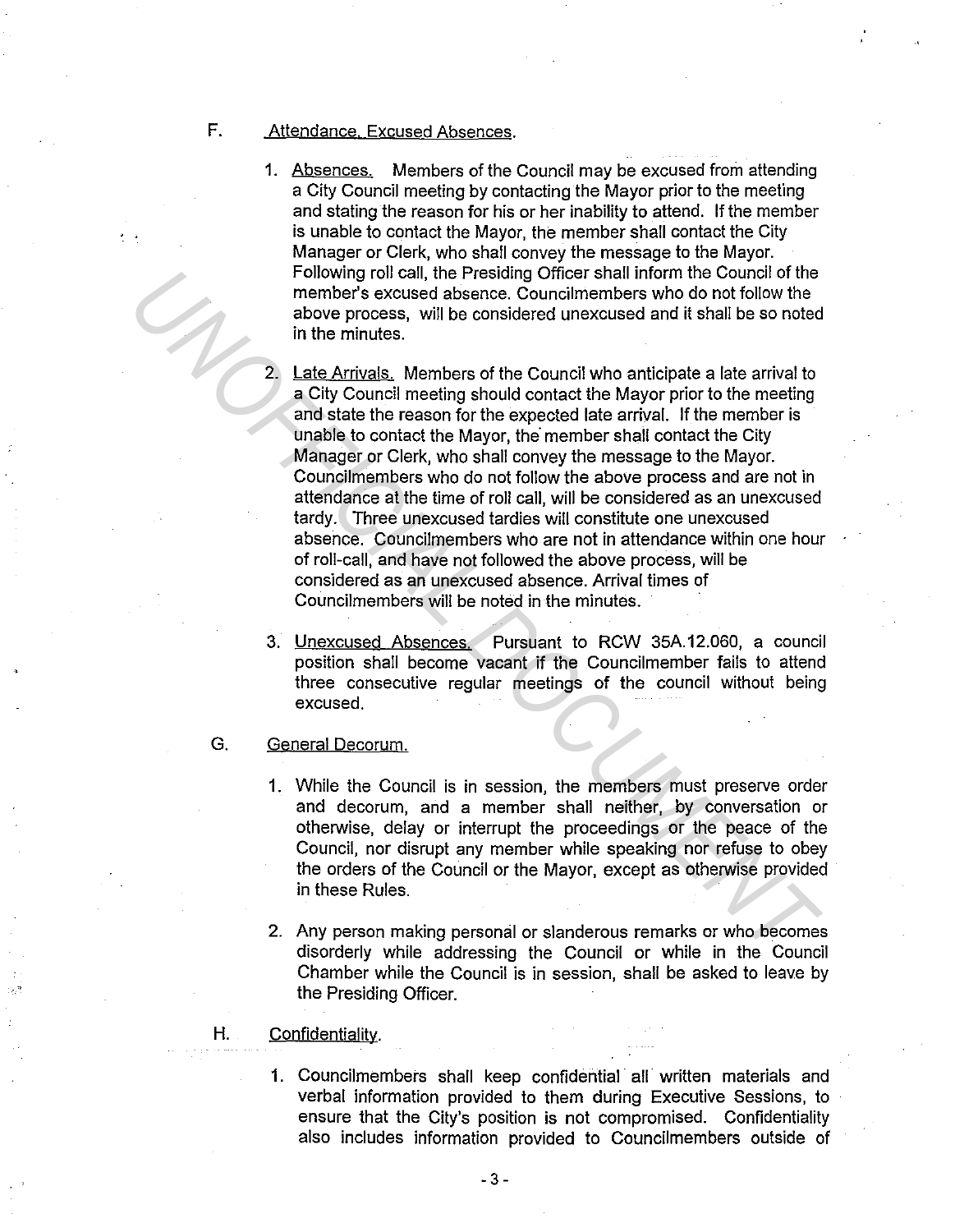F. Attendance. Excused Absences.

1. Absences. Members of the Council may be excused from attending a City Council meeting by contacting the Mayor prior to the meeting and stating the reason for his or her inability to attend. If the member is unable to contact the Mayor, the member shall contact the City Manager or Clerk, who shall convey the message to the Mayor. Following roll call, the Presiding Officer shall inform the Council of the member's excused absence. Councilmembers who do not follow the above process, will be considered unexcused and it shall be so noted in the minutes.

2. Late Arrivals. Members of the Council who anticipate a late arrival to a City Council meeting should contact the Mayor prior to the meeting and state the reason for the expected late arrival. If the member is unable to contact the Mayor, the member shall contact the City Manager or Clerk, who shall convey the message to the Mayor. Councilmembers who do not follow the above process and are not in attendance at the time of roll call, will be considered as an unexcused tardy. Three unexcused tardies will constitute one unexcused absence. Councilmembers who are not in attendance within one hour of roll-call, and have not followed the above process, will be considered as an unexcused absence. Arrival times of Councilmembers will be noted in the minutes.

3. Unexcused Absences. Pursuant to RCW 35A.12.060, a council position shall become vacant if the Councilmember fails to attend three consecutive regular meetings of the council without being excused.

G. General Decorum.

1. While the Council is in session, the members must preserve order and decorum, and a member shall neither, by conversation or otherwise, delay or interrupt the proceedings or the peace of the Council, nor disrupt any member while speaking nor refuse to obey the orders of the Council or the Mayor, except as otherwise provided in these Rules.

2. Any person making personal or slanderous remarks or who becomes disorderly while addressing the Council or while in the Council Chamber while the Council is in session, shall be asked to leave by the Presiding Officer.

H. Confidentiality.

1. Councilmembers shall keep confidential all written materials and verbal information provided to them during Executive Sessions, to ensure that the City's position is not compromised. Confidentiality also includes information provided to Councilmembers outside of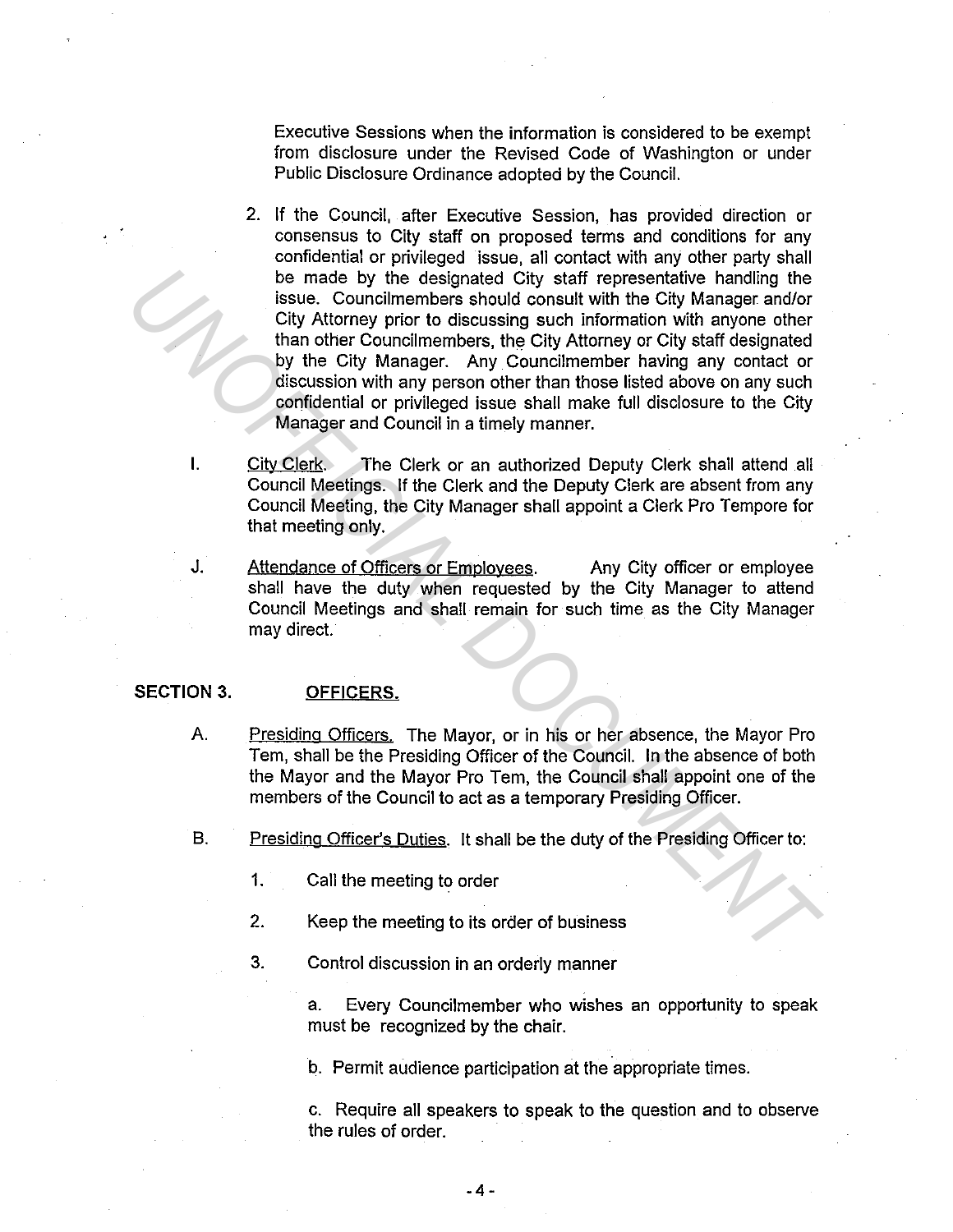Executive Sessions when the information is considered to be exempt from disclosure under the Revised Code of Washington or under Public Disclosure Ordinance adopted by the Council.

2. If the Council, after Executive Session, has provided direction or consensus to City staff on proposed terms and conditions for any confidential or privileged issue, all contact with any other party shall be made by the designated City staff representative handling the issue. Councilmembers should consult with the City Manager and/or City Attorney prior to discussing such information with anyone other than other Councilmembers, the City Attorney or City staff designated by the City Manager. Any Councilmember having any contact or discussion with any person other than those listed above on any such confidential or privileged issue shall make full disclosure to the City Manager and Council in a timely manner.

I. City Clerk. The Clerk or an authorized Deputy Clerk shall attend all Council Meetings. If the Clerk and the Deputy Clerk are absent from any Council Meeting, the City Manager shall appoint a Clerk Pro Tempore for that meeting only.

J. Attendance of Officers or Employees. Any City officer or employee shall have the duty when requested by the City Manager to attend Council Meetings and shall remain for such time as the City Manager may direct.

## SECTION 3. OFFICERS.

A. Presiding Officers. The Mayor, or in his or her absence, the Mayor Pro Tem, shall be the Presiding Officer of the Council. In the absence of both the Mayor and the Mayor Pro Tem, the Council shall appoint one of the members of the Council to act as a temporary Presiding Officer.

B. Presiding Officer's Duties. It shall be the duty of the Presiding Officer to:

1. Call the meeting to order

2. Keep the meeting to its order of business

3. Control discussion in an orderly manner

   a. Every Councilmember who wishes an opportunity to speak must be recognized by the chair.

   b. Permit audience participation at the appropriate times.

   c. Require all speakers to speak to the question and to observe the rules of order.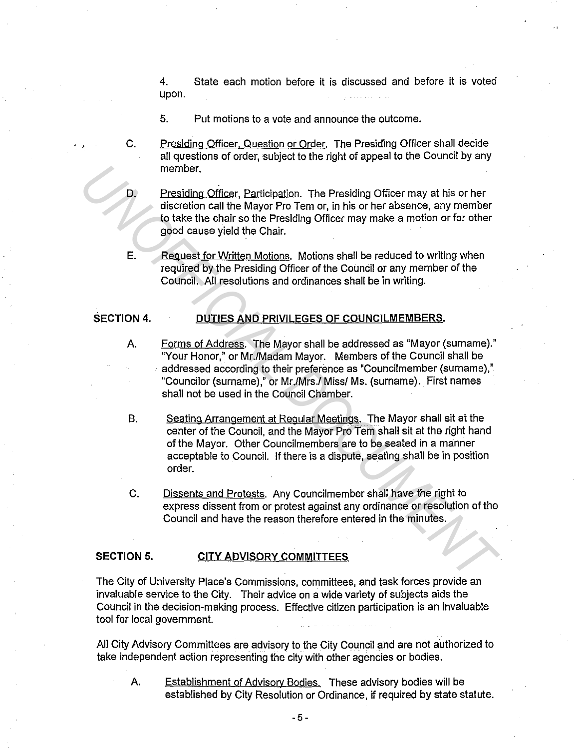4. State each motion before it is discussed and before it is voted upon.

5. Put motions to a vote and announce the outcome.

C. Presiding Officer, Question or Order. The Presiding Officer shall decide all questions of order, subject to the right of appeal to the Council by any member.

D. Presiding Officer, Participation. The Presiding Officer may at his or her discretion call the Mayor Pro Tem or, in his or her absence, any member to take the chair so the Presiding Officer may make a motion or for other good cause yield the Chair.

E. Request for Written Motions. Motions shall be reduced to writing when required by the Presiding Officer of the Council or any member of the Council. All resolutions and ordinances shall be in writing.

## SECTION 4. DUTIES AND PRIVILEGES OF COUNCILMEMBERS.

A. Forms of Address. The Mayor shall be addressed as "Mayor (surname)." "Your Honor," or Mr./Madam Mayor. Members of the Council shall be addressed according to their preference as "Councilmember (surname)," "Councilor (surname)," or Mr./Mrs./ Miss/ Ms. (surname). First names shall not be used in the Council Chamber.

B. Seating Arrangement at Regular Meetings. The Mayor shall sit at the center of the Council, and the Mayor Pro Tem shall sit at the right hand of the Mayor. Other Councilmembers are to be seated in a manner acceptable to Council. If there is a dispute, seating shall be in position order.

C. Dissents and Protests. Any Councilmember shall have the right to express dissent from or protest against any ordinance or resolution of the Council and have the reason therefore entered in the minutes.

## SECTION 5. CITY ADVISORY COMMITTEES

The City of University Place's Commissions, committees, and task forces provide an invaluable service to the City. Their advice on a wide variety of subjects aids the Council in the decision-making process. Effective citizen participation is an invaluable tool for local government.

All City Advisory Committees are advisory to the City Council and are not authorized to take independent action representing the city with other agencies or bodies.

A. Establishment of Advisory Bodies. These advisory bodies will be established by City Resolution or Ordinance, if required by state statute.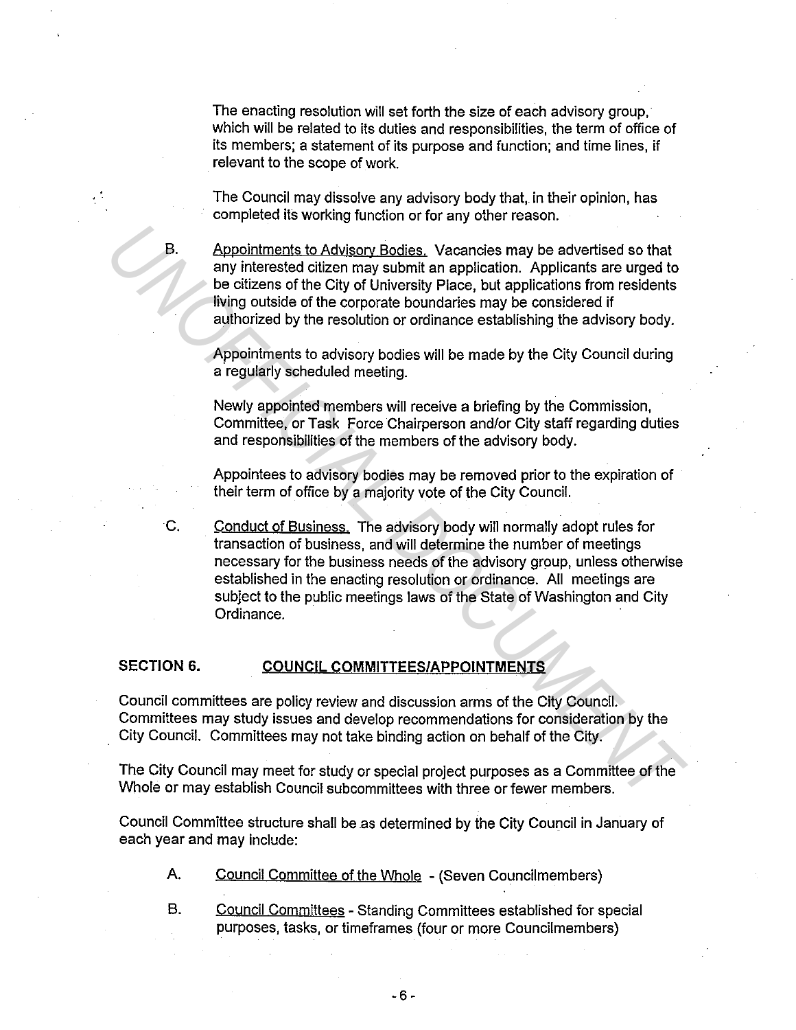The enacting resolution will set forth the size of each advisory group, which will be related to its duties and responsibilities, the term of office of its members; a statement of its purpose and function; and time lines, if relevant to the scope of work.

The Council may dissolve any advisory body that, in their opinion, has completed its working function or for any other reason.

B. Appointments to Advisory Bodies. Vacancies may be advertised so that any interested citizen may submit an application. Applicants are urged to be citizens of the City of University Place, but applications from residents living outside of the corporate boundaries may be considered if authorized by the resolution or ordinance establishing the advisory body.

Appointments to advisory bodies will be made by the City Council during a regularly scheduled meeting.

Newly appointed members will receive a briefing by the Commission, Committee, or Task Force Chairperson and/or City staff regarding duties and responsibilities of the members of the advisory body.

Appointees to advisory bodies may be removed prior to the expiration of their term of office by a majority vote of the City Council.

C. Conduct of Business. The advisory body will normally adopt rules for transaction of business, and will determine the number of meetings necessary for the business needs of the advisory group, unless otherwise established in the enacting resolution or ordinance. All meetings are subject to the public meetings laws of the State of Washington and City Ordinance.

## SECTION 6. COUNCIL COMMITTEES/APPOINTMENTS

Council committees are policy review and discussion arms of the City Council. Committees may study issues and develop recommendations for consideration by the City Council. Committees may not take binding action on behalf of the City.

The City Council may meet for study or special project purposes as a Committee of the Whole or may establish Council subcommittees with three or fewer members.

Council Committee structure shall be as determined by the City Council in January of each year and may include:

A. Council Committee of the Whole - (Seven Councilmembers)

B. Council Committees - Standing Committees established for special purposes, tasks, or timeframes (four or more Councilmembers)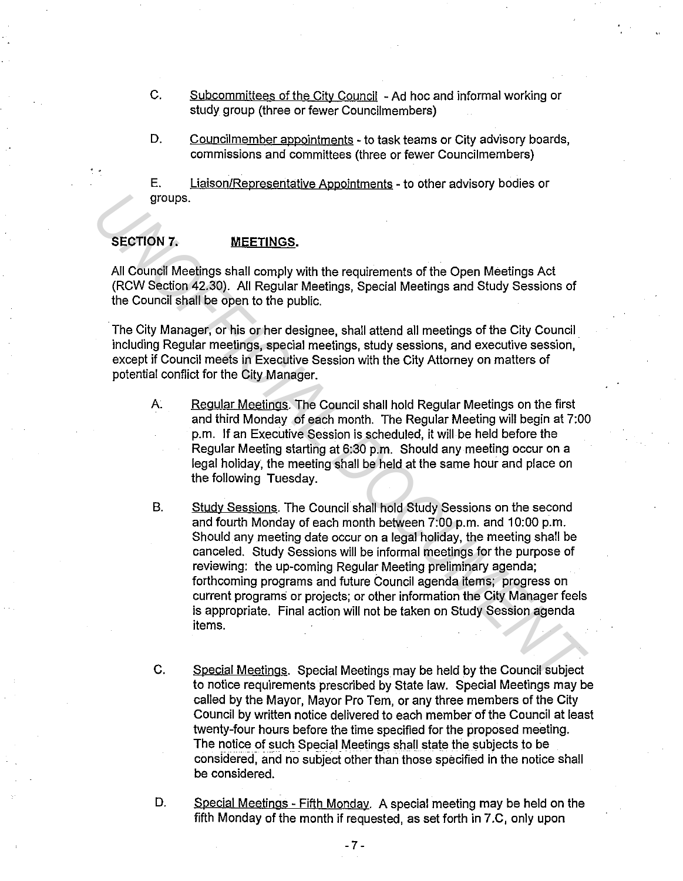C. Subcommittees of the City Council - Ad hoc and informal working or study group (three or fewer Councilmembers)

D. Councilmember appointments - to task teams or City advisory boards, commissions and committees (three or fewer Councilmembers)

E. Liaison/Representative Appointments - to other advisory bodies or groups.

## SECTION 7. MEETINGS.

All Council Meetings shall comply with the requirements of the Open Meetings Act (RCW Section 42.30). All Regular Meetings, Special Meetings and Study Sessions of the Council shall be open to the public.

The City Manager, or his or her designee, shall attend all meetings of the City Council including Regular meetings, special meetings, study sessions, and executive session, except if Council meets in Executive Session with the City Attorney on matters of potential conflict for the City Manager.

A. Regular Meetings. The Council shall hold Regular Meetings on the first and third Monday of each month. The Regular Meeting will begin at 7:00 p.m. If an Executive Session is scheduled, it will be held before the Regular Meeting starting at 6:30 p.m. Should any meeting occur on a legal holiday, the meeting shall be held at the same hour and place on the following Tuesday.

B. Study Sessions. The Council shall hold Study Sessions on the second and fourth Monday of each month between 7:00 p.m. and 10:00 p.m. Should any meeting date occur on a legal holiday, the meeting shall be canceled. Study Sessions will be informal meetings for the purpose of reviewing: the up-coming Regular Meeting preliminary agenda; forthcoming programs and future Council agenda items; progress on current programs or projects; or other information the City Manager feels is appropriate. Final action will not be taken on Study Session agenda items.

C. Special Meetings. Special Meetings may be held by the Council subject to notice requirements prescribed by State law. Special Meetings may be called by the Mayor, Mayor Pro Tem, or any three members of the City Council by written notice delivered to each member of the Council at least twenty-four hours before the time specified for the proposed meeting. The notice of such Special Meetings shall state the subjects to be considered, and no subject other than those specified in the notice shall be considered.

D. Special Meetings - Fifth Monday. A special meeting may be held on the fifth Monday of the month if requested, as set forth in 7.C, only upon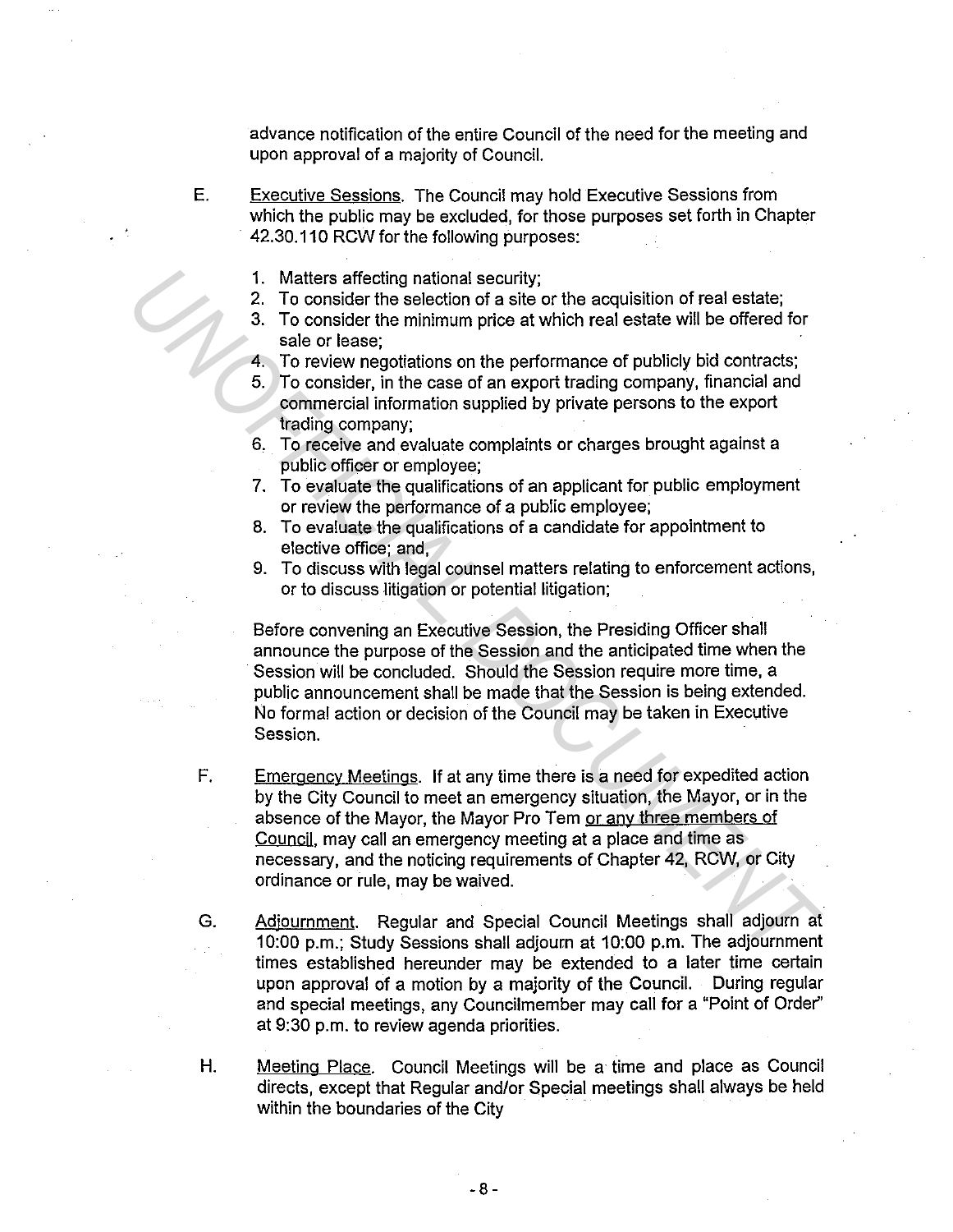advance notification of the entire Council of the need for the meeting and upon approval of a majority of Council.

E. Executive Sessions. The Council may hold Executive Sessions from which the public may be excluded, for those purposes set forth in Chapter 42.30.110 RCW for the following purposes:

1. Matters affecting national security;
2. To consider the selection of a site or the acquisition of real estate;
3. To consider the minimum price at which real estate will be offered for sale or lease;
4. To review negotiations on the performance of publicly bid contracts;
5. To consider, in the case of an export trading company, financial and commercial information supplied by private persons to the export trading company;
6. To receive and evaluate complaints or charges brought against a public officer or employee;
7. To evaluate the qualifications of an applicant for public employment or review the performance of a public employee;
8. To evaluate the qualifications of a candidate for appointment to elective office; and,
9. To discuss with legal counsel matters relating to enforcement actions, or to discuss litigation or potential litigation;

Before convening an Executive Session, the Presiding Officer shall announce the purpose of the Session and the anticipated time when the Session will be concluded. Should the Session require more time, a public announcement shall be made that the Session is being extended. No formal action or decision of the Council may be taken in Executive Session.

F. Emergency Meetings. If at any time there is a need for expedited action by the City Council to meet an emergency situation, the Mayor, or in the absence of the Mayor, the Mayor Pro Tem or any three members of Council, may call an emergency meeting at a place and time as necessary, and the noticing requirements of Chapter 42, RCW, or City ordinance or rule, may be waived.

G. Adjournment. Regular and Special Council Meetings shall adjourn at 10:00 p.m.; Study Sessions shall adjourn at 10:00 p.m. The adjournment times established hereunder may be extended to a later time certain upon approval of a motion by a majority of the Council. During regular and special meetings, any Councilmember may call for a "Point of Order" at 9:30 p.m. to review agenda priorities.

H. Meeting Place. Council Meetings will be a time and place as Council directs, except that Regular and/or Special meetings shall always be held within the boundaries of the City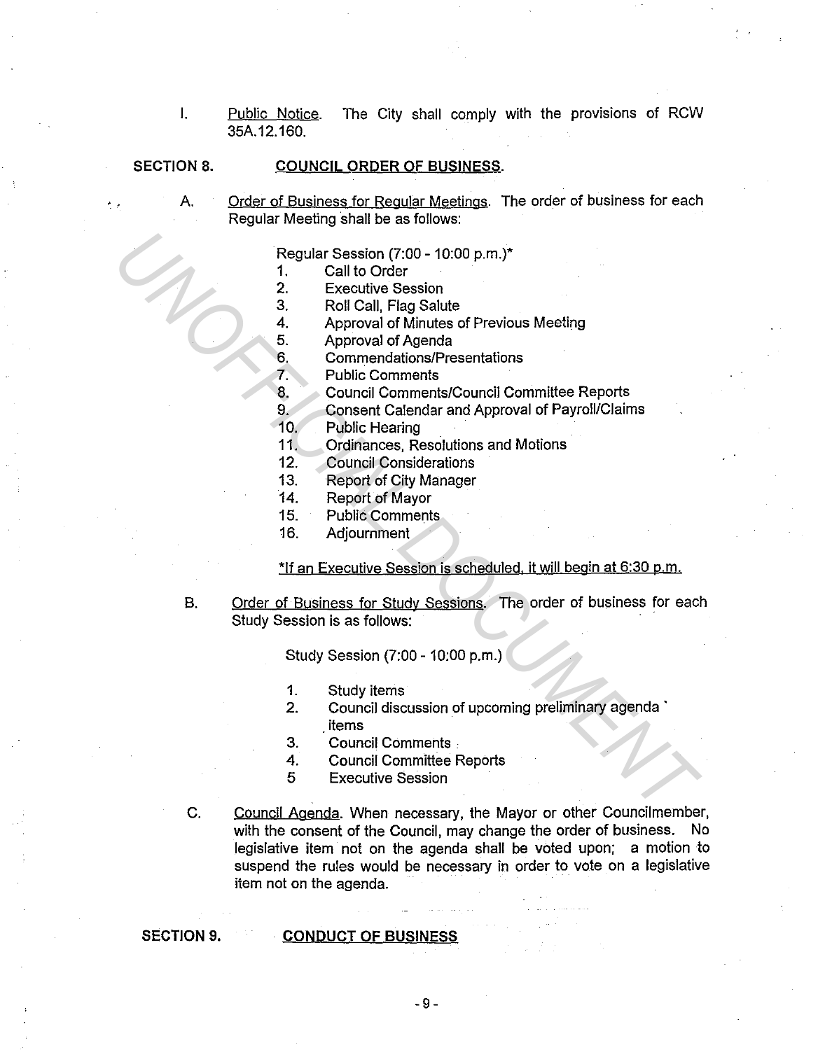I. Public Notice. The City shall comply with the provisions of RCW 35A.12.160.

## SECTION 8. COUNCIL ORDER OF BUSINESS.

A. Order of Business for Regular Meetings. The order of business for each Regular Meeting shall be as follows:

Regular Session (7:00 - 10:00 p.m.)*

1. Call to Order
2. Executive Session
3. Roll Call, Flag Salute
4. Approval of Minutes of Previous Meeting
5. Approval of Agenda
6. Commendations/Presentations
7. Public Comments
8. Council Comments/Council Committee Reports
9. Consent Calendar and Approval of Payroll/Claims
10. Public Hearing
11. Ordinances, Resolutions and Motions
12. Council Considerations
13. Report of City Manager
14. Report of Mayor
15. Public Comments
16. Adjournment

*If an Executive Session is scheduled, it will begin at 6:30 p.m.

B. Order of Business for Study Sessions. The order of business for each Study Session is as follows:

Study Session (7:00 - 10:00 p.m.)

1. Study items
2. Council discussion of upcoming preliminary agenda items
3. Council Comments
4. Council Committee Reports
5. Executive Session

C. Council Agenda. When necessary, the Mayor or other Councilmember, with the consent of the Council, may change the order of business. No legislative item not on the agenda shall be voted upon; a motion to suspend the rules would be necessary in order to vote on a legislative item not on the agenda.

## SECTION 9. CONDUCT OF BUSINESS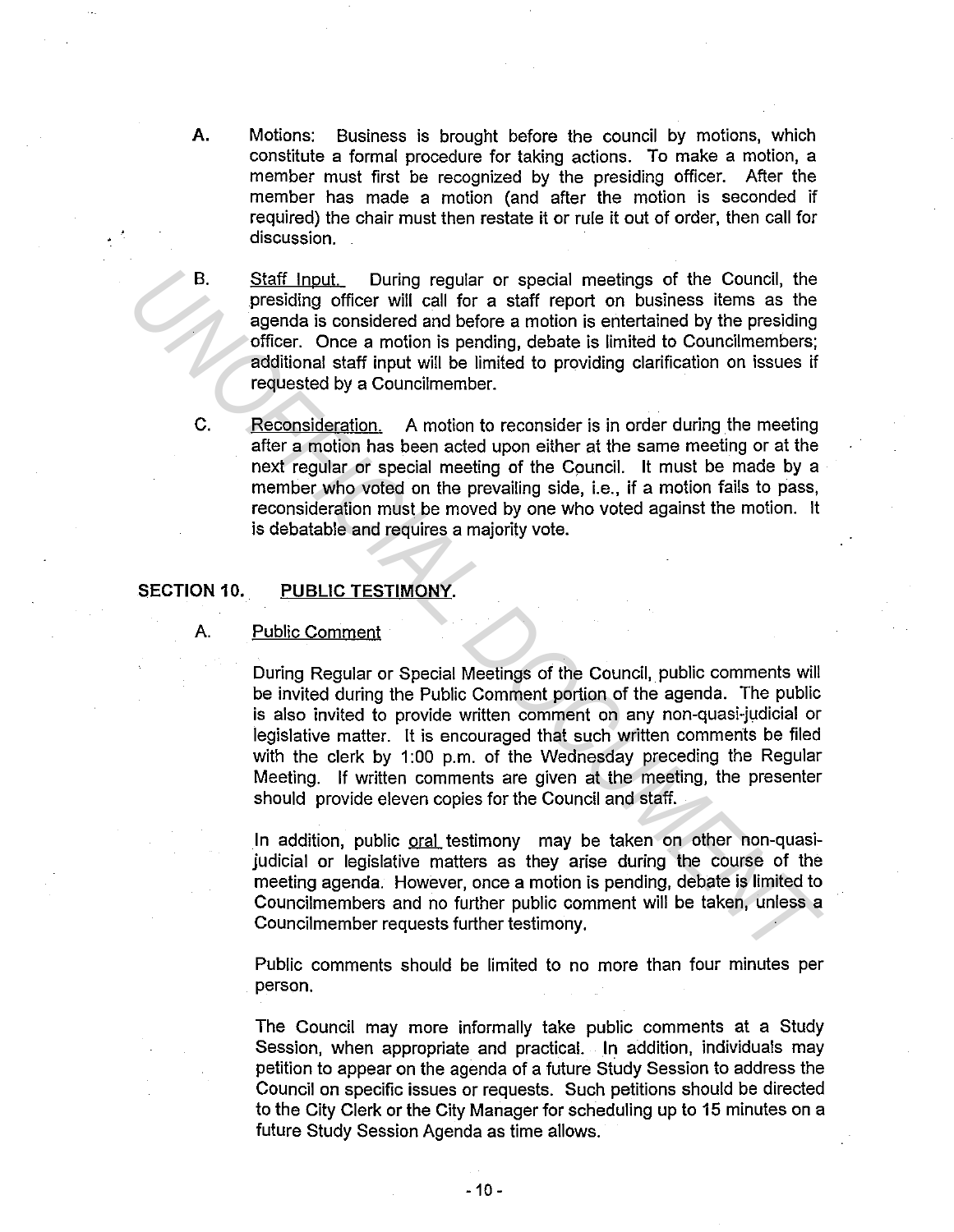A. Motions: Business is brought before the council by motions, which constitute a formal procedure for taking actions. To make a motion, a member must first be recognized by the presiding officer. After the member has made a motion (and after the motion is seconded if required) the chair must then restate it or rule it out of order, then call for discussion.

B. Staff Input. During regular or special meetings of the Council, the presiding officer will call for a staff report on business items as the agenda is considered and before a motion is entertained by the presiding officer. Once a motion is pending, debate is limited to Councilmembers; additional staff input will be limited to providing clarification on issues if requested by a Councilmember.

C. Reconsideration. A motion to reconsider is in order during the meeting after a motion has been acted upon either at the same meeting or at the next regular or special meeting of the Council. It must be made by a member who voted on the prevailing side, i.e., if a motion fails to pass, reconsideration must be moved by one who voted against the motion. It is debatable and requires a majority vote.

## SECTION 10. PUBLIC TESTIMONY.

A. Public Comment

During Regular or Special Meetings of the Council, public comments will be invited during the Public Comment portion of the agenda. The public is also invited to provide written comment on any non-quasi-judicial or legislative matter. It is encouraged that such written comments be filed with the clerk by 1:00 p.m. of the Wednesday preceding the Regular Meeting. If written comments are given at the meeting, the presenter should provide eleven copies for the Council and staff.

In addition, public oral testimony may be taken on other non-quasi-judicial or legislative matters as they arise during the course of the meeting agenda. However, once a motion is pending, debate is limited to Councilmembers and no further public comment will be taken, unless a Councilmember requests further testimony.

Public comments should be limited to no more than four minutes per person.

The Council may more informally take public comments at a Study Session, when appropriate and practical. In addition, individuals may petition to appear on the agenda of a future Study Session to address the Council on specific issues or requests. Such petitions should be directed to the City Clerk or the City Manager for scheduling up to 15 minutes on a future Study Session Agenda as time allows.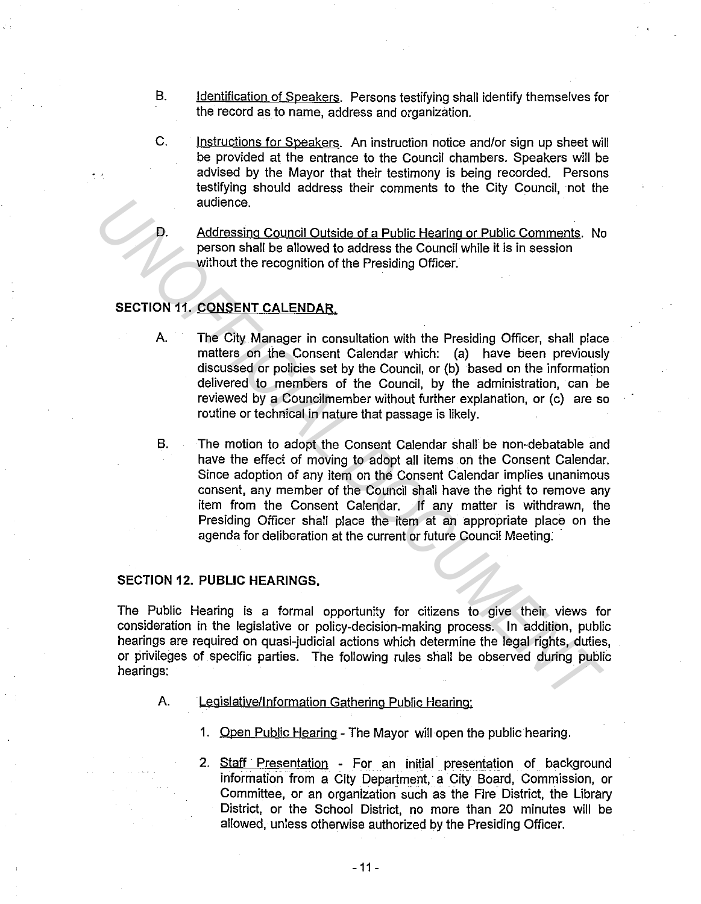B. Identification of Speakers. Persons testifying shall identify themselves for the record as to name, address and organization.

C. Instructions for Speakers. An instruction notice and/or sign up sheet will be provided at the entrance to the Council chambers. Speakers will be advised by the Mayor that their testimony is being recorded. Persons testifying should address their comments to the City Council, not the audience.

D. Addressing Council Outside of a Public Hearing or Public Comments. No person shall be allowed to address the Council while it is in session without the recognition of the Presiding Officer.

## SECTION 11. CONSENT CALENDAR.

A. The City Manager in consultation with the Presiding Officer, shall place matters on the Consent Calendar which: (a) have been previously discussed or policies set by the Council, or (b) based on the information delivered to members of the Council, by the administration, can be reviewed by a Councilmember without further explanation, or (c) are so routine or technical in nature that passage is likely.

B. The motion to adopt the Consent Calendar shall be non-debatable and have the effect of moving to adopt all items on the Consent Calendar. Since adoption of any item on the Consent Calendar implies unanimous consent, any member of the Council shall have the right to remove any item from the Consent Calendar. If any matter is withdrawn, the Presiding Officer shall place the item at an appropriate place on the agenda for deliberation at the current or future Council Meeting.

## SECTION 12. PUBLIC HEARINGS.

The Public Hearing is a formal opportunity for citizens to give their views for consideration in the legislative or policy-decision-making process. In addition, public hearings are required on quasi-judicial actions which determine the legal rights, duties, or privileges of specific parties. The following rules shall be observed during public hearings:

A. Legislative/Information Gathering Public Hearing:

1. Open Public Hearing - The Mayor will open the public hearing.

2. Staff Presentation - For an initial presentation of background information from a City Department, a City Board, Commission, or Committee, or an organization such as the Fire District, the Library District, or the School District, no more than 20 minutes will be allowed, unless otherwise authorized by the Presiding Officer.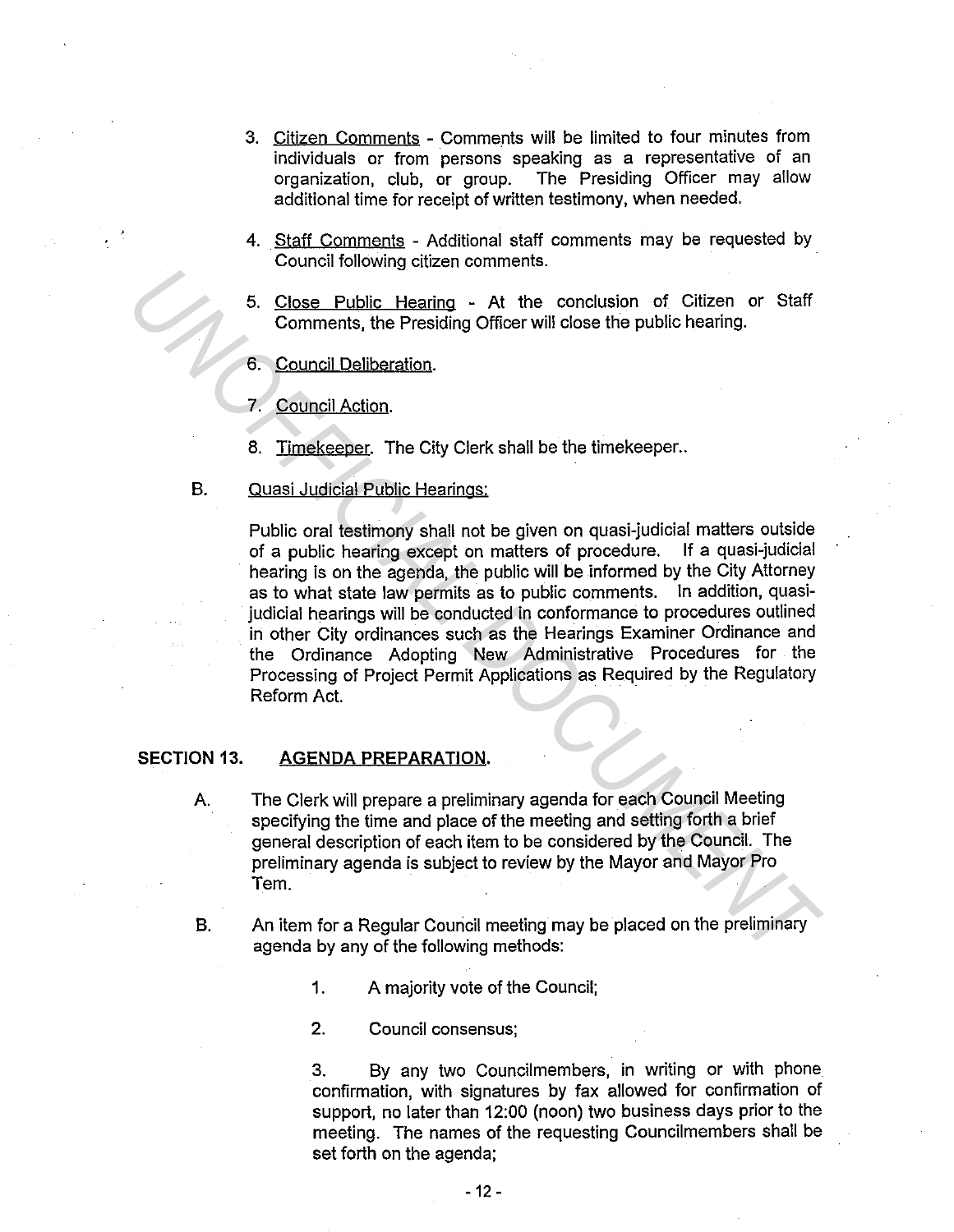3. Citizen Comments - Comments will be limited to four minutes from individuals or from persons speaking as a representative of an organization, club, or group. The Presiding Officer may allow additional time for receipt of written testimony, when needed.

4. Staff Comments - Additional staff comments may be requested by Council following citizen comments.

5. Close Public Hearing - At the conclusion of Citizen or Staff Comments, the Presiding Officer will close the public hearing.

6. Council Deliberation.

7. Council Action.

8. Timekeeper. The City Clerk shall be the timekeeper..

B. Quasi Judicial Public Hearings:

Public oral testimony shall not be given on quasi-judicial matters outside of a public hearing except on matters of procedure. If a quasi-judicial hearing is on the agenda, the public will be informed by the City Attorney as to what state law permits as to public comments. In addition, quasi-judicial hearings will be conducted in conformance to procedures outlined in other City ordinances such as the Hearings Examiner Ordinance and the Ordinance Adopting New Administrative Procedures for the Processing of Project Permit Applications as Required by the Regulatory Reform Act.

## SECTION 13. AGENDA PREPARATION.

A. The Clerk will prepare a preliminary agenda for each Council Meeting specifying the time and place of the meeting and setting forth a brief general description of each item to be considered by the Council. The preliminary agenda is subject to review by the Mayor and Mayor Pro Tem.

B. An item for a Regular Council meeting may be placed on the preliminary agenda by any of the following methods:

1. A majority vote of the Council;

2. Council consensus;

3. By any two Councilmembers, in writing or with phone confirmation, with signatures by fax allowed for confirmation of support, no later than 12:00 (noon) two business days prior to the meeting. The names of the requesting Councilmembers shall be set forth on the agenda;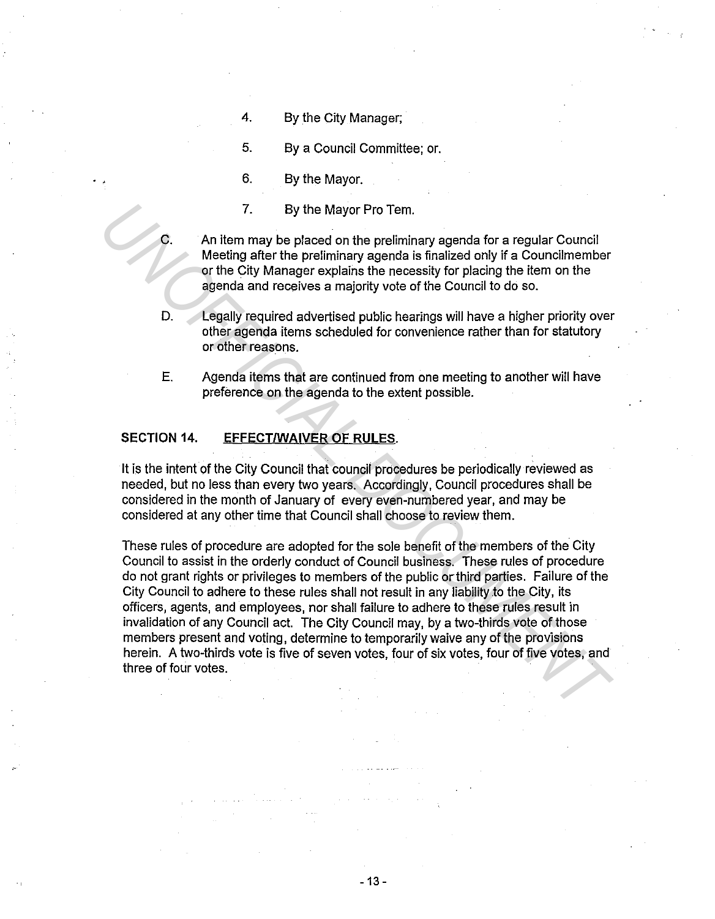4. By the City Manager;

5. By a Council Committee; or.

6. By the Mayor.

7. By the Mayor Pro Tem.

C. An item may be placed on the preliminary agenda for a regular Council Meeting after the preliminary agenda is finalized only if a Councilmember or the City Manager explains the necessity for placing the item on the agenda and receives a majority vote of the Council to do so.

D. Legally required advertised public hearings will have a higher priority over other agenda items scheduled for convenience rather than for statutory or other reasons.

E. Agenda items that are continued from one meeting to another will have preference on the agenda to the extent possible.

**SECTION 14. <u>EFFECT/WAIVER OF RULES</u>.**

It is the intent of the City Council that council procedures be periodically reviewed as needed, but no less than every two years. Accordingly, Council procedures shall be considered in the month of January of every even-numbered year, and may be considered at any other time that Council shall choose to review them.

These rules of procedure are adopted for the sole benefit of the members of the City Council to assist in the orderly conduct of Council business. These rules of procedure do not grant rights or privileges to members of the public or third parties. Failure of the City Council to adhere to these rules shall not result in any liability to the City, its officers, agents, and employees, nor shall failure to adhere to these rules result in invalidation of any Council act. The City Council may, by a two-thirds vote of those members present and voting, determine to temporarily waive any of the provisions herein. A two-thirds vote is five of seven votes, four of six votes, four of five votes, and three of four votes.